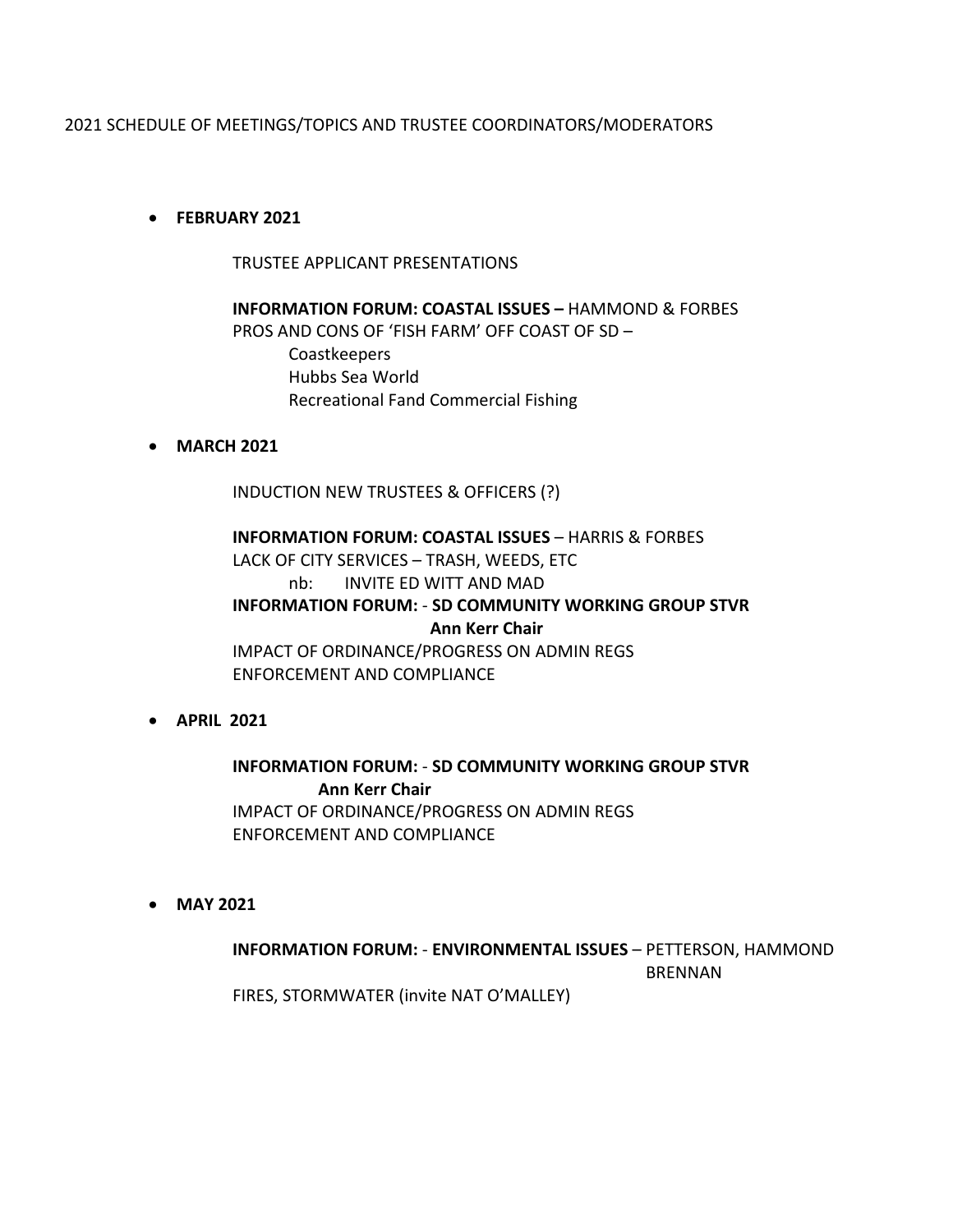2021 SCHEDULE OF MEETINGS/TOPICS AND TRUSTEE COORDINATORS/MODERATORS

- **FEBRUARY 2021**

  TRUSTEE APPLICANT PRESENTATIONS

  **INFORMATION FORUM: COASTAL ISSUES –** HAMMOND & FORBES
  PROS AND CONS OF 'FISH FARM' OFF COAST OF SD –
  - Coastkeepers
  - Hubbs Sea World
  - Recreational Fand Commercial Fishing

- **MARCH 2021**

  INDUCTION NEW TRUSTEES & OFFICERS (?)

  **INFORMATION FORUM: COASTAL ISSUES** – HARRIS & FORBES
  LACK OF CITY SERVICES – TRASH, WEEDS, ETC
  nb: INVITE ED WITT AND MAD
  **INFORMATION FORUM:** - **SD COMMUNITY WORKING GROUP STVR**
  **Ann Kerr Chair**
  IMPACT OF ORDINANCE/PROGRESS ON ADMIN REGS
  ENFORCEMENT AND COMPLIANCE

- **APRIL 2021**

  **INFORMATION FORUM:** - **SD COMMUNITY WORKING GROUP STVR**
  **Ann Kerr Chair**
  IMPACT OF ORDINANCE/PROGRESS ON ADMIN REGS
  ENFORCEMENT AND COMPLIANCE

- **MAY 2021**

  **INFORMATION FORUM:** - **ENVIRONMENTAL ISSUES** – PETTERSON, HAMMOND BRENNAN
  FIRES, STORMWATER (invite NAT O'MALLEY)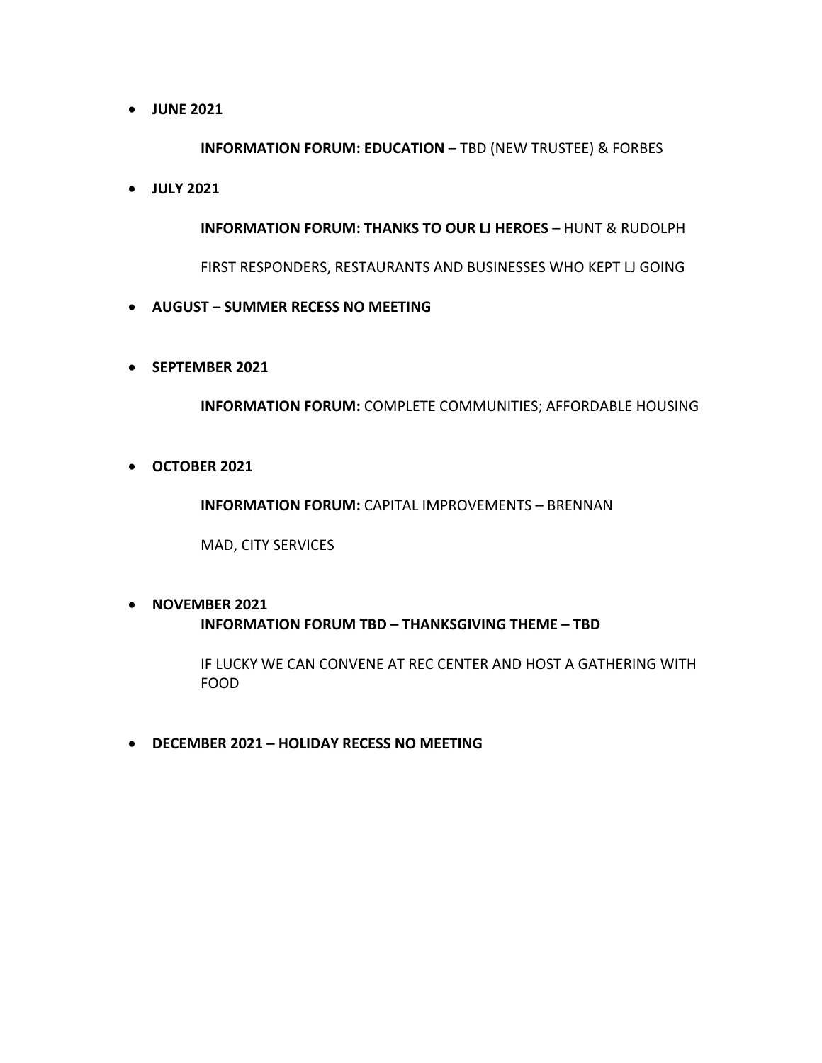- **JUNE 2021**

    **INFORMATION FORUM: EDUCATION** – TBD (NEW TRUSTEE) & FORBES

- **JULY 2021**

    **INFORMATION FORUM: THANKS TO OUR LJ HEROES** – HUNT & RUDOLPH

    FIRST RESPONDERS, RESTAURANTS AND BUSINESSES WHO KEPT LJ GOING

- **AUGUST – SUMMER RECESS NO MEETING**

- **SEPTEMBER 2021**

    **INFORMATION FORUM:** COMPLETE COMMUNITIES; AFFORDABLE HOUSING

- **OCTOBER 2021**

    **INFORMATION FORUM:** CAPITAL IMPROVEMENTS – BRENNAN

    MAD, CITY SERVICES

- **NOVEMBER 2021**

    **INFORMATION FORUM TBD – THANKSGIVING THEME – TBD**

    IF LUCKY WE CAN CONVENE AT REC CENTER AND HOST A GATHERING WITH FOOD

- **DECEMBER 2021 – HOLIDAY RECESS NO MEETING**